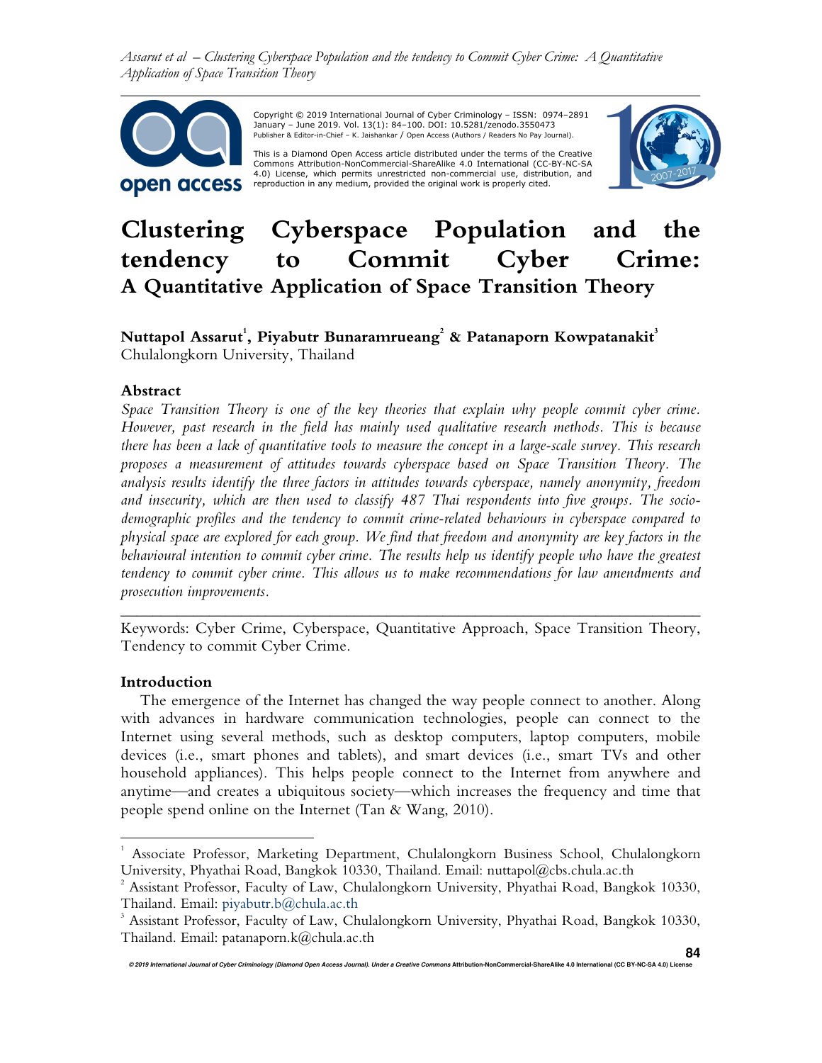Copyright © 2019 International Journal of Cyber Criminology – ISSN: 0974–2891 January – June 2019. Vol. 13(1): 84–100. DOI: 10.5281/zenodo.3550473
Publisher & Editor-in-Chief – K. Jaishankar / Open Access (Authors / Readers No Pay Journal).

This is a Diamond Open Access article distributed under the terms of the Creative Commons Attribution-NonCommercial-ShareAlike 4.0 International (CC-BY-NC-SA 4.0) License, which permits unrestricted non-commercial use, distribution, and reproduction in any medium, provided the original work is properly cited.

# Clustering Cyberspace Population and the tendency to Commit Cyber Crime: A Quantitative Application of Space Transition Theory

**Nuttapol Assarut[1], Piyabutr Bunaramrueang[2] & Patanaporn Kowpatanakit[3]**
Chulalongkorn University, Thailand

### Abstract

*Space Transition Theory is one of the key theories that explain why people commit cyber crime. However, past research in the field has mainly used qualitative research methods. This is because there has been a lack of quantitative tools to measure the concept in a large-scale survey. This research proposes a measurement of attitudes towards cyberspace based on Space Transition Theory. The analysis results identify the three factors in attitudes towards cyberspace, namely anonymity, freedom and insecurity, which are then used to classify 487 Thai respondents into five groups. The socio-demographic profiles and the tendency to commit crime-related behaviours in cyberspace compared to physical space are explored for each group. We find that freedom and anonymity are key factors in the behavioural intention to commit cyber crime. The results help us identify people who have the greatest tendency to commit cyber crime. This allows us to make recommendations for law amendments and prosecution improvements.*

---

Keywords: Cyber Crime, Cyberspace, Quantitative Approach, Space Transition Theory, Tendency to commit Cyber Crime.

### Introduction

The emergence of the Internet has changed the way people connect to another. Along with advances in hardware communication technologies, people can connect to the Internet using several methods, such as desktop computers, laptop computers, mobile devices (i.e., smart phones and tablets), and smart devices (i.e., smart TVs and other household appliances). This helps people connect to the Internet from anywhere and anytime—and creates a ubiquitous society—which increases the frequency and time that people spend online on the Internet (Tan & Wang, 2010).

---

[1] Associate Professor, Marketing Department, Chulalongkorn Business School, Chulalongkorn University, Phyathai Road, Bangkok 10330, Thailand. Email: nuttapol@cbs.chula.ac.th

[2] Assistant Professor, Faculty of Law, Chulalongkorn University, Phyathai Road, Bangkok 10330, Thailand. Email: piyabutr.b@chula.ac.th

[3] Assistant Professor, Faculty of Law, Chulalongkorn University, Phyathai Road, Bangkok 10330, Thailand. Email: patanaporn.k@chula.ac.th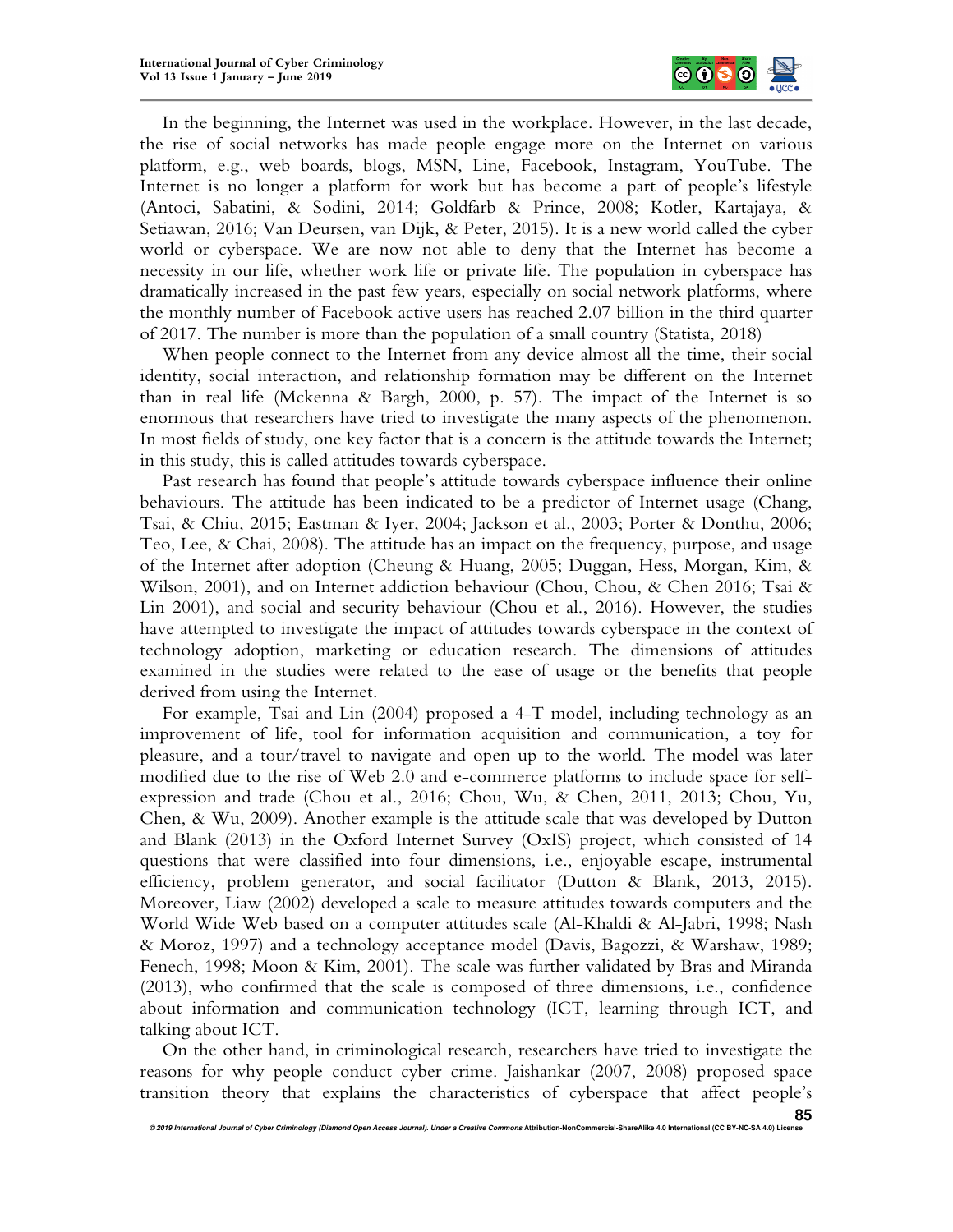In the beginning, the Internet was used in the workplace. However, in the last decade, the rise of social networks has made people engage more on the Internet on various platform, e.g., web boards, blogs, MSN, Line, Facebook, Instagram, YouTube. The Internet is no longer a platform for work but has become a part of people's lifestyle (Antoci, Sabatini, & Sodini, 2014; Goldfarb & Prince, 2008; Kotler, Kartajaya, & Setiawan, 2016; Van Deursen, van Dijk, & Peter, 2015). It is a new world called the cyber world or cyberspace. We are now not able to deny that the Internet has become a necessity in our life, whether work life or private life. The population in cyberspace has dramatically increased in the past few years, especially on social network platforms, where the monthly number of Facebook active users has reached 2.07 billion in the third quarter of 2017. The number is more than the population of a small country (Statista, 2018)

When people connect to the Internet from any device almost all the time, their social identity, social interaction, and relationship formation may be different on the Internet than in real life (Mckenna & Bargh, 2000, p. 57). The impact of the Internet is so enormous that researchers have tried to investigate the many aspects of the phenomenon. In most fields of study, one key factor that is a concern is the attitude towards the Internet; in this study, this is called attitudes towards cyberspace.

Past research has found that people's attitude towards cyberspace influence their online behaviours. The attitude has been indicated to be a predictor of Internet usage (Chang, Tsai, & Chiu, 2015; Eastman & Iyer, 2004; Jackson et al., 2003; Porter & Donthu, 2006; Teo, Lee, & Chai, 2008). The attitude has an impact on the frequency, purpose, and usage of the Internet after adoption (Cheung & Huang, 2005; Duggan, Hess, Morgan, Kim, & Wilson, 2001), and on Internet addiction behaviour (Chou, Chou, & Chen 2016; Tsai & Lin 2001), and social and security behaviour (Chou et al., 2016). However, the studies have attempted to investigate the impact of attitudes towards cyberspace in the context of technology adoption, marketing or education research. The dimensions of attitudes examined in the studies were related to the ease of usage or the benefits that people derived from using the Internet.

For example, Tsai and Lin (2004) proposed a 4-T model, including technology as an improvement of life, tool for information acquisition and communication, a toy for pleasure, and a tour/travel to navigate and open up to the world. The model was later modified due to the rise of Web 2.0 and e-commerce platforms to include space for self-expression and trade (Chou et al., 2016; Chou, Wu, & Chen, 2011, 2013; Chou, Yu, Chen, & Wu, 2009). Another example is the attitude scale that was developed by Dutton and Blank (2013) in the Oxford Internet Survey (OxIS) project, which consisted of 14 questions that were classified into four dimensions, i.e., enjoyable escape, instrumental efficiency, problem generator, and social facilitator (Dutton & Blank, 2013, 2015). Moreover, Liaw (2002) developed a scale to measure attitudes towards computers and the World Wide Web based on a computer attitudes scale (Al-Khaldi & Al-Jabri, 1998; Nash & Moroz, 1997) and a technology acceptance model (Davis, Bagozzi, & Warshaw, 1989; Fenech, 1998; Moon & Kim, 2001). The scale was further validated by Bras and Miranda (2013), who confirmed that the scale is composed of three dimensions, i.e., confidence about information and communication technology (ICT, learning through ICT, and talking about ICT.

On the other hand, in criminological research, researchers have tried to investigate the reasons for why people conduct cyber crime. Jaishankar (2007, 2008) proposed space transition theory that explains the characteristics of cyberspace that affect people's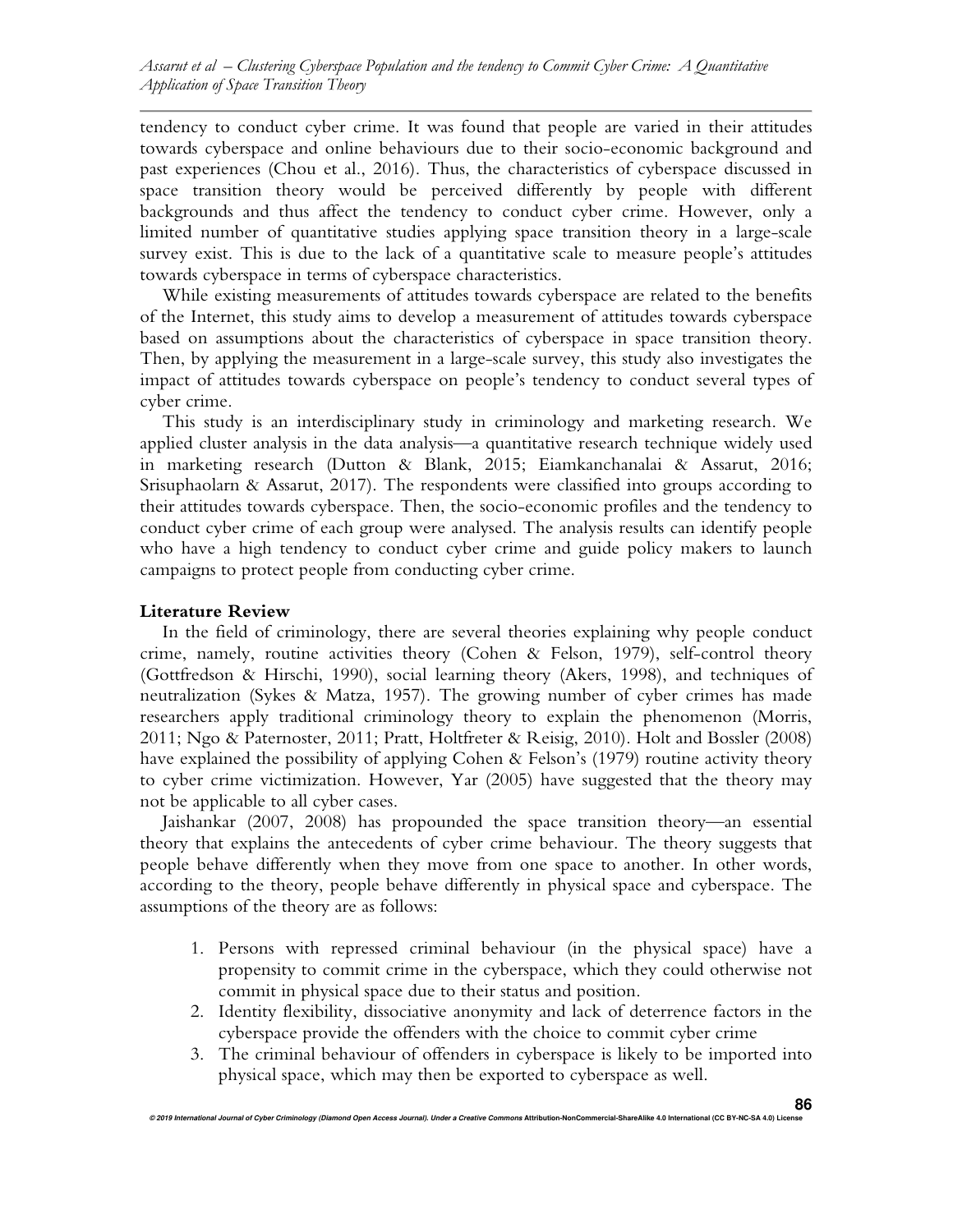tendency to conduct cyber crime. It was found that people are varied in their attitudes towards cyberspace and online behaviours due to their socio-economic background and past experiences (Chou et al., 2016). Thus, the characteristics of cyberspace discussed in space transition theory would be perceived differently by people with different backgrounds and thus affect the tendency to conduct cyber crime. However, only a limited number of quantitative studies applying space transition theory in a large-scale survey exist. This is due to the lack of a quantitative scale to measure people's attitudes towards cyberspace in terms of cyberspace characteristics.

While existing measurements of attitudes towards cyberspace are related to the benefits of the Internet, this study aims to develop a measurement of attitudes towards cyberspace based on assumptions about the characteristics of cyberspace in space transition theory. Then, by applying the measurement in a large-scale survey, this study also investigates the impact of attitudes towards cyberspace on people's tendency to conduct several types of cyber crime.

This study is an interdisciplinary study in criminology and marketing research. We applied cluster analysis in the data analysis—a quantitative research technique widely used in marketing research (Dutton & Blank, 2015; Eiamkanchanalai & Assarut, 2016; Srisuphaolarn & Assarut, 2017). The respondents were classified into groups according to their attitudes towards cyberspace. Then, the socio-economic profiles and the tendency to conduct cyber crime of each group were analysed. The analysis results can identify people who have a high tendency to conduct cyber crime and guide policy makers to launch campaigns to protect people from conducting cyber crime.

## Literature Review

In the field of criminology, there are several theories explaining why people conduct crime, namely, routine activities theory (Cohen & Felson, 1979), self-control theory (Gottfredson & Hirschi, 1990), social learning theory (Akers, 1998), and techniques of neutralization (Sykes & Matza, 1957). The growing number of cyber crimes has made researchers apply traditional criminology theory to explain the phenomenon (Morris, 2011; Ngo & Paternoster, 2011; Pratt, Holtfreter & Reisig, 2010). Holt and Bossler (2008) have explained the possibility of applying Cohen & Felson's (1979) routine activity theory to cyber crime victimization. However, Yar (2005) have suggested that the theory may not be applicable to all cyber cases.

Jaishankar (2007, 2008) has propounded the space transition theory—an essential theory that explains the antecedents of cyber crime behaviour. The theory suggests that people behave differently when they move from one space to another. In other words, according to the theory, people behave differently in physical space and cyberspace. The assumptions of the theory are as follows:

1. Persons with repressed criminal behaviour (in the physical space) have a propensity to commit crime in the cyberspace, which they could otherwise not commit in physical space due to their status and position.
2. Identity flexibility, dissociative anonymity and lack of deterrence factors in the cyberspace provide the offenders with the choice to commit cyber crime
3. The criminal behaviour of offenders in cyberspace is likely to be imported into physical space, which may then be exported to cyberspace as well.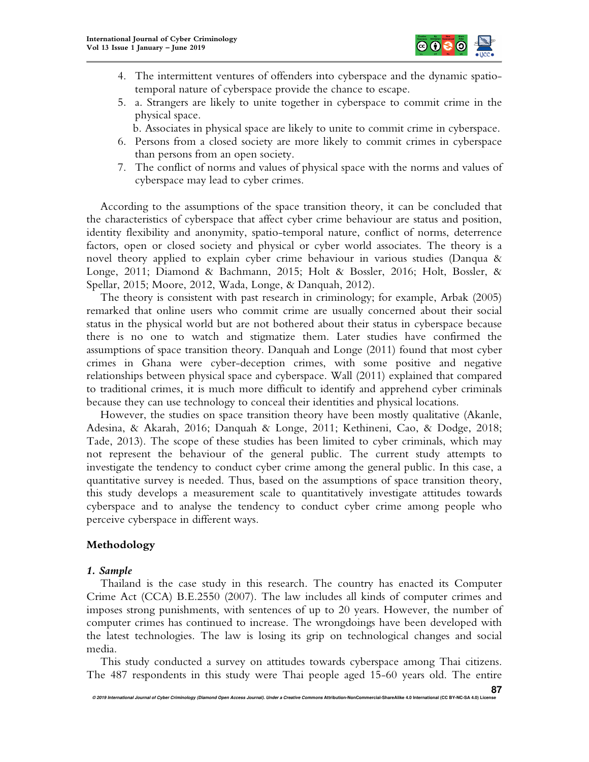4. The intermittent ventures of offenders into cyberspace and the dynamic spatio-temporal nature of cyberspace provide the chance to escape.
5. a. Strangers are likely to unite together in cyberspace to commit crime in the physical space.

   b. Associates in physical space are likely to unite to commit crime in cyberspace.
6. Persons from a closed society are more likely to commit crimes in cyberspace than persons from an open society.
7. The conflict of norms and values of physical space with the norms and values of cyberspace may lead to cyber crimes.

According to the assumptions of the space transition theory, it can be concluded that the characteristics of cyberspace that affect cyber crime behaviour are status and position, identity flexibility and anonymity, spatio-temporal nature, conflict of norms, deterrence factors, open or closed society and physical or cyber world associates. The theory is a novel theory applied to explain cyber crime behaviour in various studies (Danqua & Longe, 2011; Diamond & Bachmann, 2015; Holt & Bossler, 2016; Holt, Bossler, & Spellar, 2015; Moore, 2012, Wada, Longe, & Danquah, 2012).

The theory is consistent with past research in criminology; for example, Arbak (2005) remarked that online users who commit crime are usually concerned about their social status in the physical world but are not bothered about their status in cyberspace because there is no one to watch and stigmatize them. Later studies have confirmed the assumptions of space transition theory. Danquah and Longe (2011) found that most cyber crimes in Ghana were cyber-deception crimes, with some positive and negative relationships between physical space and cyberspace. Wall (2011) explained that compared to traditional crimes, it is much more difficult to identify and apprehend cyber criminals because they can use technology to conceal their identities and physical locations.

However, the studies on space transition theory have been mostly qualitative (Akanle, Adesina, & Akarah, 2016; Danquah & Longe, 2011; Kethineni, Cao, & Dodge, 2018; Tade, 2013). The scope of these studies has been limited to cyber criminals, which may not represent the behaviour of the general public. The current study attempts to investigate the tendency to conduct cyber crime among the general public. In this case, a quantitative survey is needed. Thus, based on the assumptions of space transition theory, this study develops a measurement scale to quantitatively investigate attitudes towards cyberspace and to analyse the tendency to conduct cyber crime among people who perceive cyberspace in different ways.

## Methodology

### *1. Sample*

Thailand is the case study in this research. The country has enacted its Computer Crime Act (CCA) B.E.2550 (2007). The law includes all kinds of computer crimes and imposes strong punishments, with sentences of up to 20 years. However, the number of computer crimes has continued to increase. The wrongdoings have been developed with the latest technologies. The law is losing its grip on technological changes and social media.

This study conducted a survey on attitudes towards cyberspace among Thai citizens. The 487 respondents in this study were Thai people aged 15-60 years old. The entire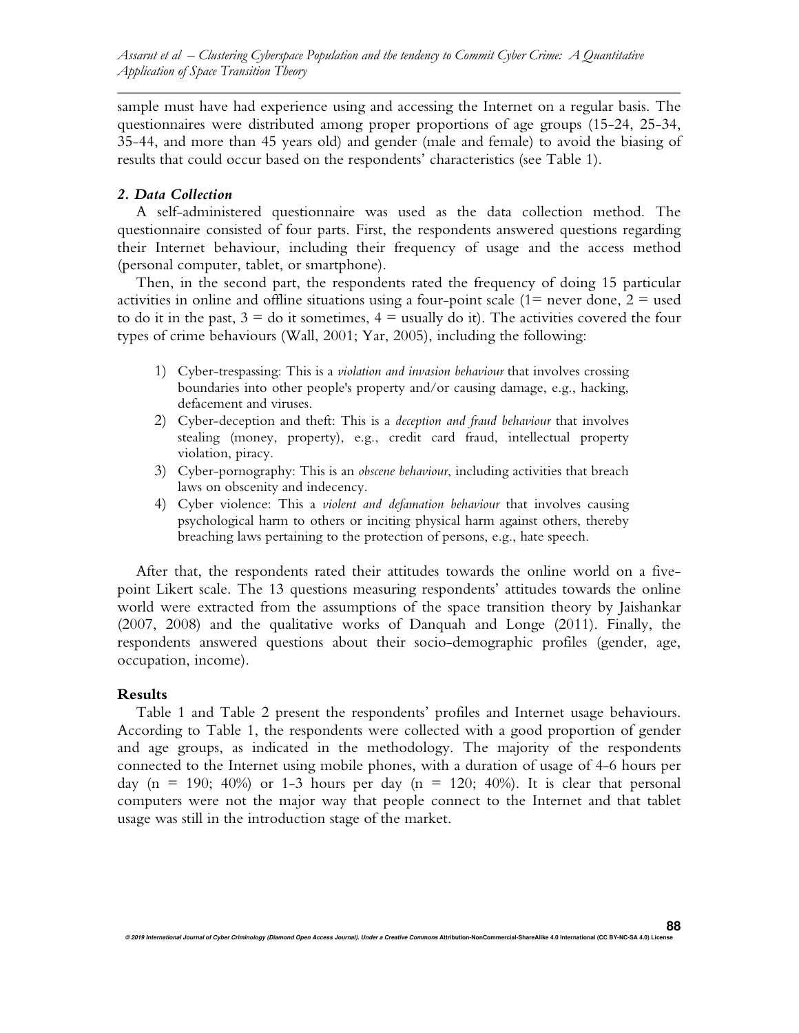sample must have had experience using and accessing the Internet on a regular basis. The questionnaires were distributed among proper proportions of age groups (15-24, 25-34, 35-44, and more than 45 years old) and gender (male and female) to avoid the biasing of results that could occur based on the respondents' characteristics (see Table 1).

### *2. Data Collection*

A self-administered questionnaire was used as the data collection method. The questionnaire consisted of four parts. First, the respondents answered questions regarding their Internet behaviour, including their frequency of usage and the access method (personal computer, tablet, or smartphone).

Then, in the second part, the respondents rated the frequency of doing 15 particular activities in online and offline situations using a four-point scale (1= never done, 2 = used to do it in the past, 3 = do it sometimes, 4 = usually do it). The activities covered the four types of crime behaviours (Wall, 2001; Yar, 2005), including the following:

1) Cyber-trespassing: This is a *violation and invasion behaviour* that involves crossing boundaries into other people's property and/or causing damage, e.g., hacking, defacement and viruses.
2) Cyber-deception and theft: This is a *deception and fraud behaviour* that involves stealing (money, property), e.g., credit card fraud, intellectual property violation, piracy.
3) Cyber-pornography: This is an *obscene behaviour*, including activities that breach laws on obscenity and indecency.
4) Cyber violence: This a *violent and defamation behaviour* that involves causing psychological harm to others or inciting physical harm against others, thereby breaching laws pertaining to the protection of persons, e.g., hate speech.

After that, the respondents rated their attitudes towards the online world on a five-point Likert scale. The 13 questions measuring respondents' attitudes towards the online world were extracted from the assumptions of the space transition theory by Jaishankar (2007, 2008) and the qualitative works of Danquah and Longe (2011). Finally, the respondents answered questions about their socio-demographic profiles (gender, age, occupation, income).

## Results

Table 1 and Table 2 present the respondents' profiles and Internet usage behaviours. According to Table 1, the respondents were collected with a good proportion of gender and age groups, as indicated in the methodology. The majority of the respondents connected to the Internet using mobile phones, with a duration of usage of 4-6 hours per day (n = 190; 40%) or 1-3 hours per day (n = 120; 40%). It is clear that personal computers were not the major way that people connect to the Internet and that tablet usage was still in the introduction stage of the market.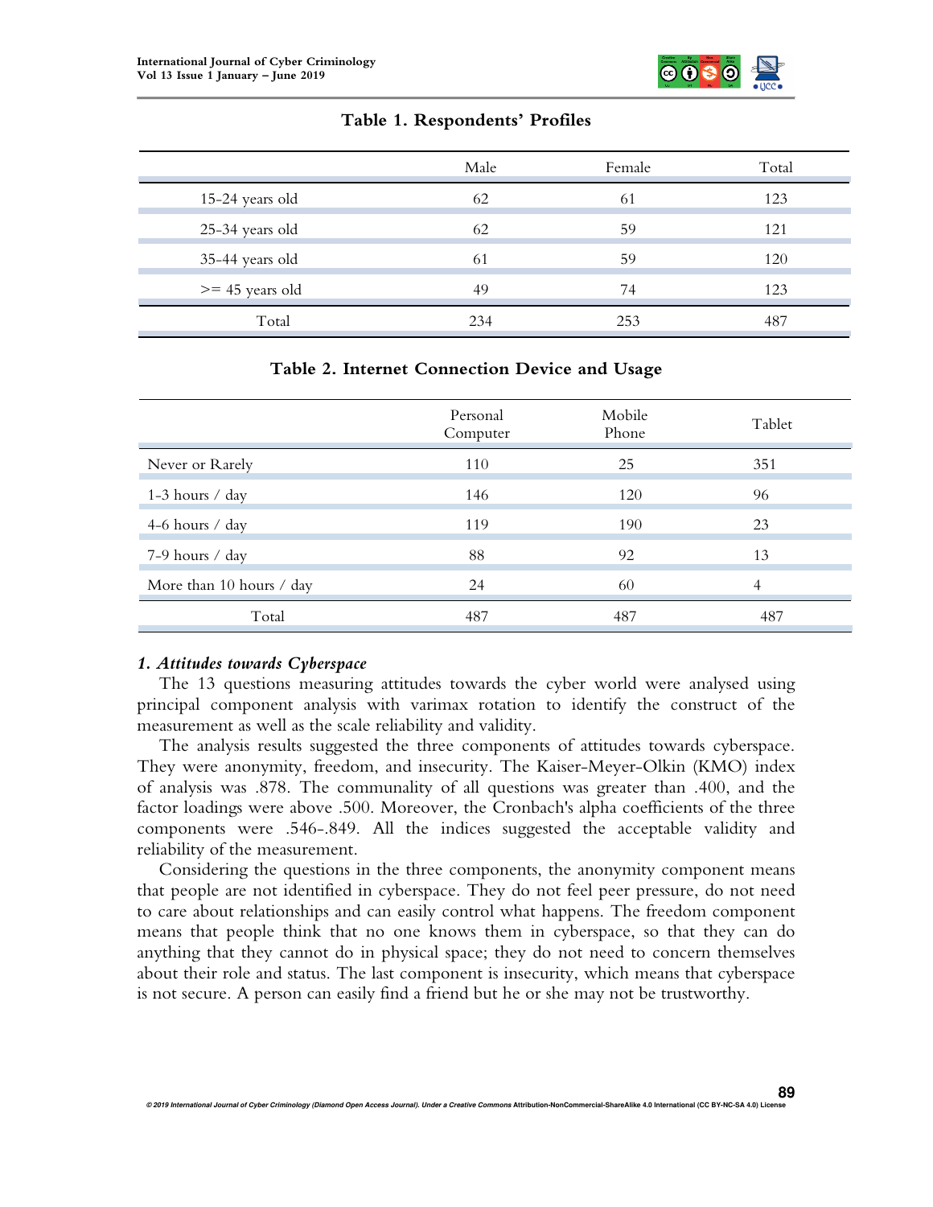**Table 1. Respondents' Profiles**

| | Male | Female | Total |
|---|---|---|---|
| 15-24 years old | 62 | 61 | 123 |
| 25-34 years old | 62 | 59 | 121 |
| 35-44 years old | 61 | 59 | 120 |
| >= 45 years old | 49 | 74 | 123 |
| Total | 234 | 253 | 487 |

**Table 2. Internet Connection Device and Usage**

| | Personal Computer | Mobile Phone | Tablet |
|---|---|---|---|
| Never or Rarely | 110 | 25 | 351 |
| 1-3 hours / day | 146 | 120 | 96 |
| 4-6 hours / day | 119 | 190 | 23 |
| 7-9 hours / day | 88 | 92 | 13 |
| More than 10 hours / day | 24 | 60 | 4 |
| Total | 487 | 487 | 487 |

### *1. Attitudes towards Cyberspace*

The 13 questions measuring attitudes towards the cyber world were analysed using principal component analysis with varimax rotation to identify the construct of the measurement as well as the scale reliability and validity.

The analysis results suggested the three components of attitudes towards cyberspace. They were anonymity, freedom, and insecurity. The Kaiser-Meyer-Olkin (KMO) index of analysis was .878. The communality of all questions was greater than .400, and the factor loadings were above .500. Moreover, the Cronbach's alpha coefficients of the three components were .546-.849. All the indices suggested the acceptable validity and reliability of the measurement.

Considering the questions in the three components, the anonymity component means that people are not identified in cyberspace. They do not feel peer pressure, do not need to care about relationships and can easily control what happens. The freedom component means that people think that no one knows them in cyberspace, so that they can do anything that they cannot do in physical space; they do not need to concern themselves about their role and status. The last component is insecurity, which means that cyberspace is not secure. A person can easily find a friend but he or she may not be trustworthy.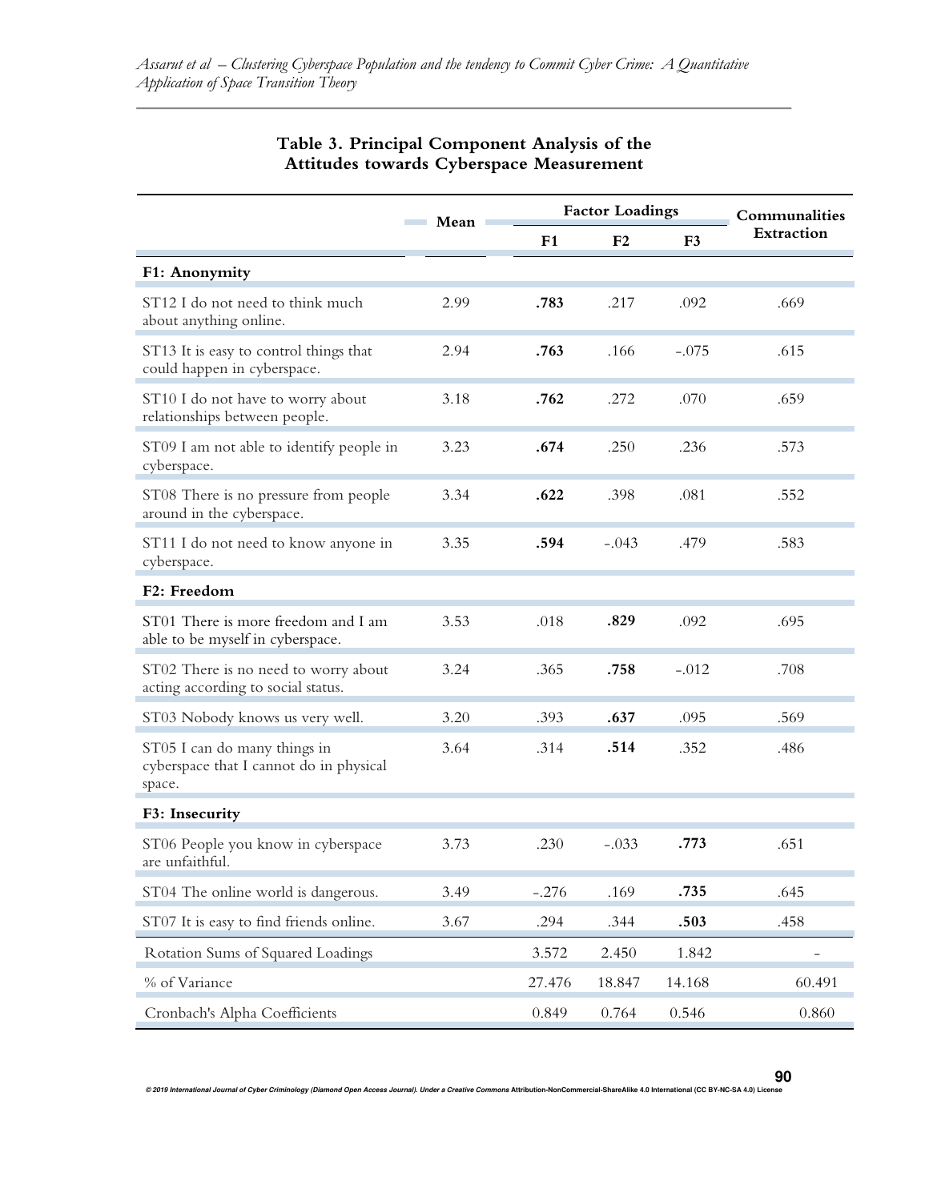**Table 3. Principal Component Analysis of the Attitudes towards Cyberspace Measurement**

| | Mean | Factor Loadings | | | Communalities Extraction |
|---|---|---|---|---|---|
| | | F1 | F2 | F3 | |
| **F1: Anonymity** | | | | | |
| ST12 I do not need to think much about anything online. | 2.99 | **.783** | .217 | .092 | .669 |
| ST13 It is easy to control things that could happen in cyberspace. | 2.94 | **.763** | .166 | -.075 | .615 |
| ST10 I do not have to worry about relationships between people. | 3.18 | **.762** | .272 | .070 | .659 |
| ST09 I am not able to identify people in cyberspace. | 3.23 | **.674** | .250 | .236 | .573 |
| ST08 There is no pressure from people around in the cyberspace. | 3.34 | **.622** | .398 | .081 | .552 |
| ST11 I do not need to know anyone in cyberspace. | 3.35 | **.594** | -.043 | .479 | .583 |
| **F2: Freedom** | | | | | |
| ST01 There is more freedom and I am able to be myself in cyberspace. | 3.53 | .018 | **.829** | .092 | .695 |
| ST02 There is no need to worry about acting according to social status. | 3.24 | .365 | **.758** | -.012 | .708 |
| ST03 Nobody knows us very well. | 3.20 | .393 | **.637** | .095 | .569 |
| ST05 I can do many things in cyberspace that I cannot do in physical space. | 3.64 | .314 | **.514** | .352 | .486 |
| **F3: Insecurity** | | | | | |
| ST06 People you know in cyberspace are unfaithful. | 3.73 | .230 | -.033 | **.773** | .651 |
| ST04 The online world is dangerous. | 3.49 | -.276 | .169 | **.735** | .645 |
| ST07 It is easy to find friends online. | 3.67 | .294 | .344 | **.503** | .458 |
| Rotation Sums of Squared Loadings | | 3.572 | 2.450 | 1.842 | - |
| % of Variance | | 27.476 | 18.847 | 14.168 | 60.491 |
| Cronbach's Alpha Coefficients | | 0.849 | 0.764 | 0.546 | 0.860 |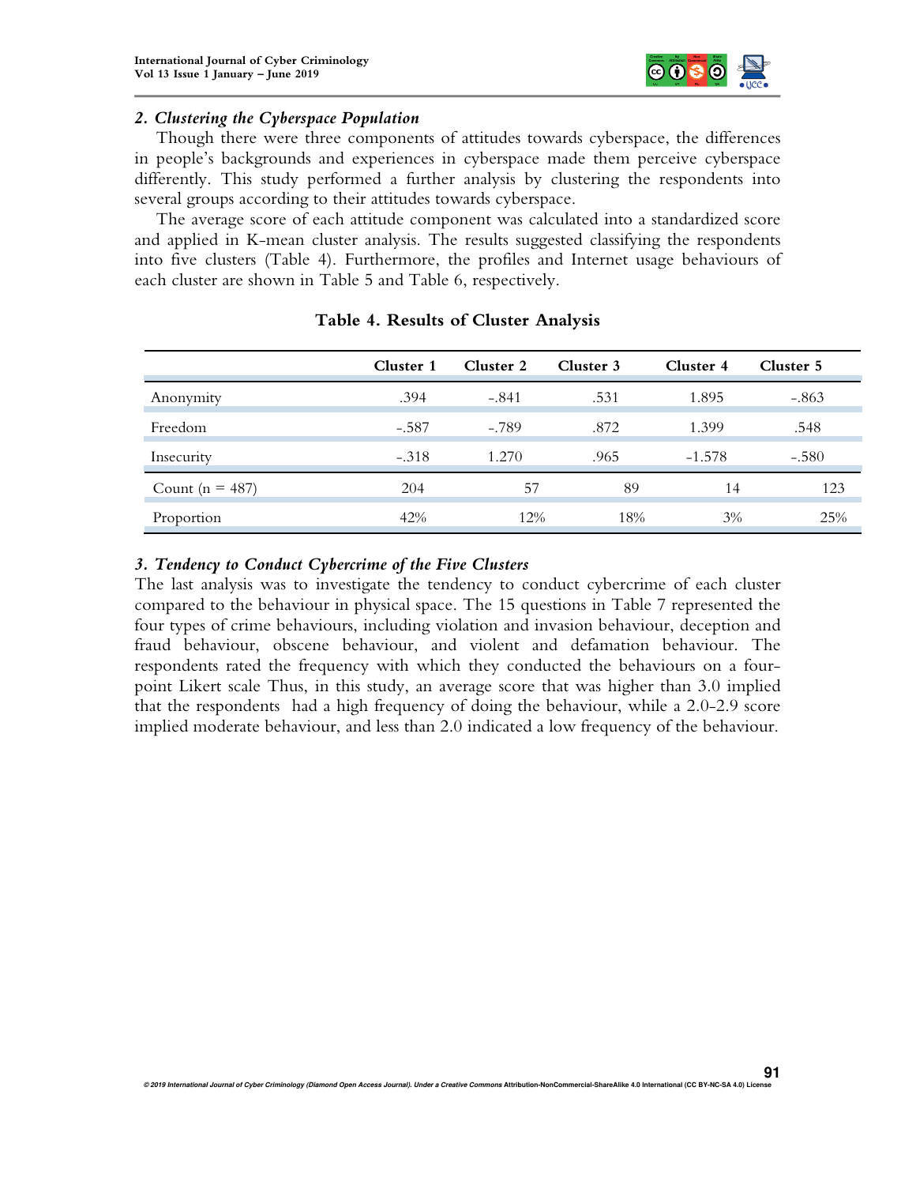### *2. Clustering the Cyberspace Population*

Though there were three components of attitudes towards cyberspace, the differences in people's backgrounds and experiences in cyberspace made them perceive cyberspace differently. This study performed a further analysis by clustering the respondents into several groups according to their attitudes towards cyberspace.

The average score of each attitude component was calculated into a standardized score and applied in K-mean cluster analysis. The results suggested classifying the respondents into five clusters (Table 4). Furthermore, the profiles and Internet usage behaviours of each cluster are shown in Table 5 and Table 6, respectively.

**Table 4. Results of Cluster Analysis**

| | Cluster 1 | Cluster 2 | Cluster 3 | Cluster 4 | Cluster 5 |
|---|---|---|---|---|---|
| Anonymity | .394 | -.841 | .531 | 1.895 | -.863 |
| Freedom | -.587 | -.789 | .872 | 1.399 | .548 |
| Insecurity | -.318 | 1.270 | .965 | -1.578 | -.580 |
| Count (n = 487) | 204 | 57 | 89 | 14 | 123 |
| Proportion | 42% | 12% | 18% | 3% | 25% |

### *3. Tendency to Conduct Cybercrime of the Five Clusters*

The last analysis was to investigate the tendency to conduct cybercrime of each cluster compared to the behaviour in physical space. The 15 questions in Table 7 represented the four types of crime behaviours, including violation and invasion behaviour, deception and fraud behaviour, obscene behaviour, and violent and defamation behaviour. The respondents rated the frequency with which they conducted the behaviours on a four-point Likert scale Thus, in this study, an average score that was higher than 3.0 implied that the respondents had a high frequency of doing the behaviour, while a 2.0-2.9 score implied moderate behaviour, and less than 2.0 indicated a low frequency of the behaviour.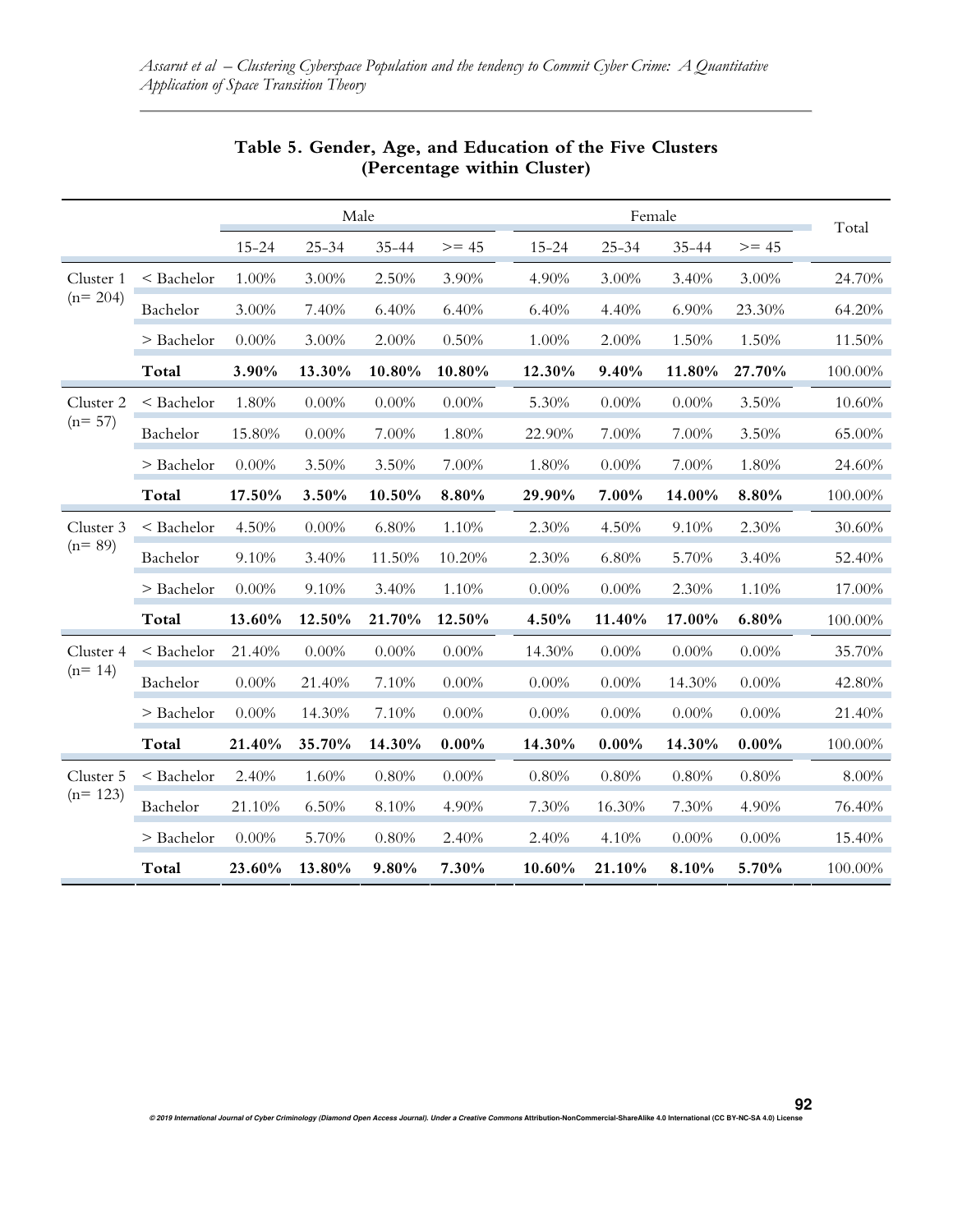**Table 5. Gender, Age, and Education of the Five Clusters (Percentage within Cluster)**

| | | Male | | | | Female | | | | Total |
|---|---|---|---|---|---|---|---|---|---|---|
| | | 15-24 | 25-34 | 35-44 | >= 45 | 15-24 | 25-34 | 35-44 | >= 45 | |
| Cluster 1 (n= 204) | < Bachelor | 1.00% | 3.00% | 2.50% | 3.90% | 4.90% | 3.00% | 3.40% | 3.00% | 24.70% |
| | Bachelor | 3.00% | 7.40% | 6.40% | 6.40% | 6.40% | 4.40% | 6.90% | 23.30% | 64.20% |
| | > Bachelor | 0.00% | 3.00% | 2.00% | 0.50% | 1.00% | 2.00% | 1.50% | 1.50% | 11.50% |
| | **Total** | **3.90%** | **13.30%** | **10.80%** | **10.80%** | **12.30%** | **9.40%** | **11.80%** | **27.70%** | 100.00% |
| Cluster 2 (n= 57) | < Bachelor | 1.80% | 0.00% | 0.00% | 0.00% | 5.30% | 0.00% | 0.00% | 3.50% | 10.60% |
| | Bachelor | 15.80% | 0.00% | 7.00% | 1.80% | 22.90% | 7.00% | 7.00% | 3.50% | 65.00% |
| | > Bachelor | 0.00% | 3.50% | 3.50% | 7.00% | 1.80% | 0.00% | 7.00% | 1.80% | 24.60% |
| | **Total** | **17.50%** | **3.50%** | **10.50%** | **8.80%** | **29.90%** | **7.00%** | **14.00%** | **8.80%** | 100.00% |
| Cluster 3 (n= 89) | < Bachelor | 4.50% | 0.00% | 6.80% | 1.10% | 2.30% | 4.50% | 9.10% | 2.30% | 30.60% |
| | Bachelor | 9.10% | 3.40% | 11.50% | 10.20% | 2.30% | 6.80% | 5.70% | 3.40% | 52.40% |
| | > Bachelor | 0.00% | 9.10% | 3.40% | 1.10% | 0.00% | 0.00% | 2.30% | 1.10% | 17.00% |
| | **Total** | **13.60%** | **12.50%** | **21.70%** | **12.50%** | **4.50%** | **11.40%** | **17.00%** | **6.80%** | 100.00% |
| Cluster 4 (n= 14) | < Bachelor | 21.40% | 0.00% | 0.00% | 0.00% | 14.30% | 0.00% | 0.00% | 0.00% | 35.70% |
| | Bachelor | 0.00% | 21.40% | 7.10% | 0.00% | 0.00% | 0.00% | 14.30% | 0.00% | 42.80% |
| | > Bachelor | 0.00% | 14.30% | 7.10% | 0.00% | 0.00% | 0.00% | 0.00% | 0.00% | 21.40% |
| | **Total** | **21.40%** | **35.70%** | **14.30%** | **0.00%** | **14.30%** | **0.00%** | **14.30%** | **0.00%** | 100.00% |
| Cluster 5 (n= 123) | < Bachelor | 2.40% | 1.60% | 0.80% | 0.00% | 0.80% | 0.80% | 0.80% | 0.80% | 8.00% |
| | Bachelor | 21.10% | 6.50% | 8.10% | 4.90% | 7.30% | 16.30% | 7.30% | 4.90% | 76.40% |
| | > Bachelor | 0.00% | 5.70% | 0.80% | 2.40% | 2.40% | 4.10% | 0.00% | 0.00% | 15.40% |
| | **Total** | **23.60%** | **13.80%** | **9.80%** | **7.30%** | **10.60%** | **21.10%** | **8.10%** | **5.70%** | 100.00% |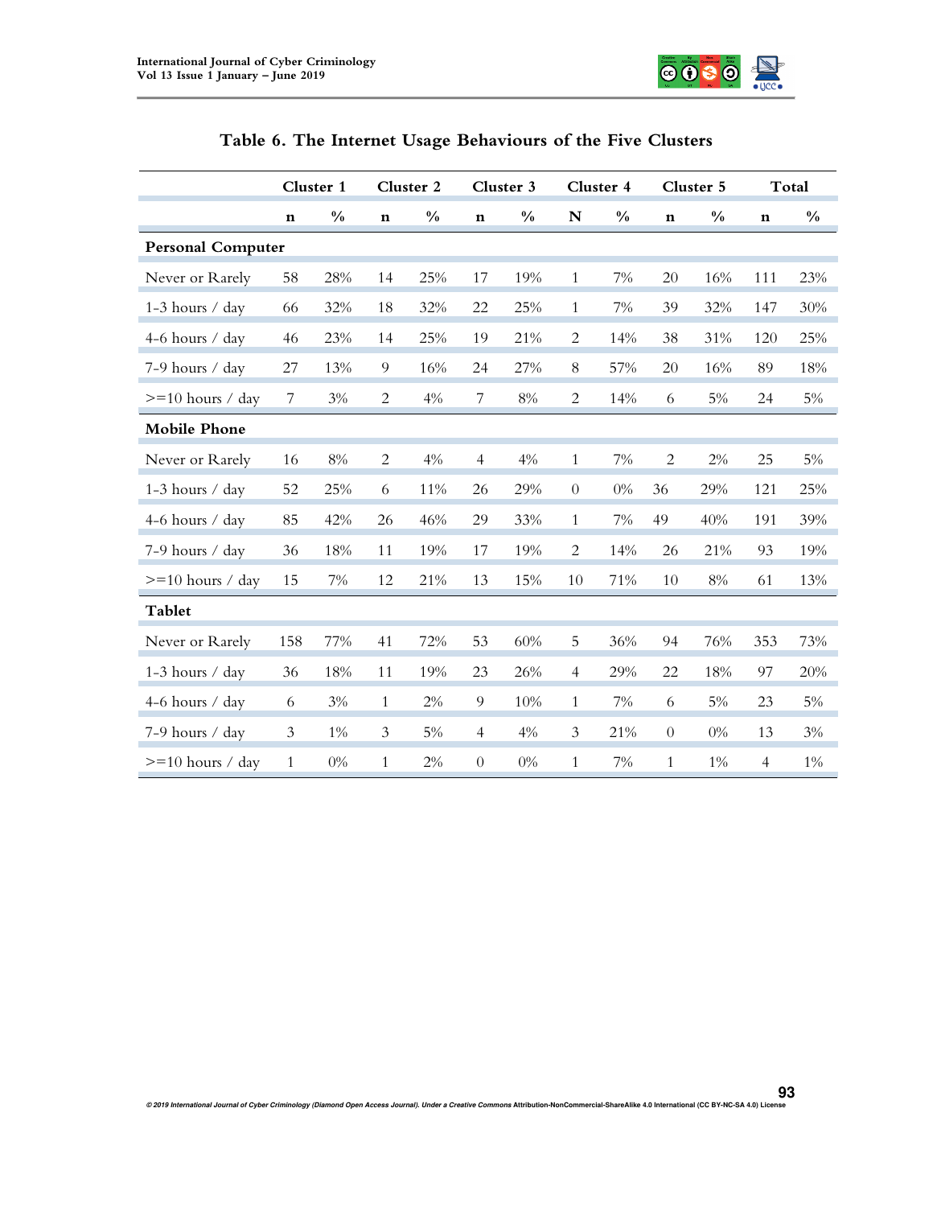**Table 6. The Internet Usage Behaviours of the Five Clusters**

| | Cluster 1 | | Cluster 2 | | Cluster 3 | | Cluster 4 | | Cluster 5 | | Total | |
|---|---|---|---|---|---|---|---|---|---|---|---|---|
| | n | % | n | % | n | % | N | % | n | % | n | % |
| **Personal Computer** | | | | | | | | | | | | |
| Never or Rarely | 58 | 28% | 14 | 25% | 17 | 19% | 1 | 7% | 20 | 16% | 111 | 23% |
| 1-3 hours / day | 66 | 32% | 18 | 32% | 22 | 25% | 1 | 7% | 39 | 32% | 147 | 30% |
| 4-6 hours / day | 46 | 23% | 14 | 25% | 19 | 21% | 2 | 14% | 38 | 31% | 120 | 25% |
| 7-9 hours / day | 27 | 13% | 9 | 16% | 24 | 27% | 8 | 57% | 20 | 16% | 89 | 18% |
| >=10 hours / day | 7 | 3% | 2 | 4% | 7 | 8% | 2 | 14% | 6 | 5% | 24 | 5% |
| **Mobile Phone** | | | | | | | | | | | | |
| Never or Rarely | 16 | 8% | 2 | 4% | 4 | 4% | 1 | 7% | 2 | 2% | 25 | 5% |
| 1-3 hours / day | 52 | 25% | 6 | 11% | 26 | 29% | 0 | 0% | 36 | 29% | 121 | 25% |
| 4-6 hours / day | 85 | 42% | 26 | 46% | 29 | 33% | 1 | 7% | 49 | 40% | 191 | 39% |
| 7-9 hours / day | 36 | 18% | 11 | 19% | 17 | 19% | 2 | 14% | 26 | 21% | 93 | 19% |
| >=10 hours / day | 15 | 7% | 12 | 21% | 13 | 15% | 10 | 71% | 10 | 8% | 61 | 13% |
| **Tablet** | | | | | | | | | | | | |
| Never or Rarely | 158 | 77% | 41 | 72% | 53 | 60% | 5 | 36% | 94 | 76% | 353 | 73% |
| 1-3 hours / day | 36 | 18% | 11 | 19% | 23 | 26% | 4 | 29% | 22 | 18% | 97 | 20% |
| 4-6 hours / day | 6 | 3% | 1 | 2% | 9 | 10% | 1 | 7% | 6 | 5% | 23 | 5% |
| 7-9 hours / day | 3 | 1% | 3 | 5% | 4 | 4% | 3 | 21% | 0 | 0% | 13 | 3% |
| >=10 hours / day | 1 | 0% | 1 | 2% | 0 | 0% | 1 | 7% | 1 | 1% | 4 | 1% |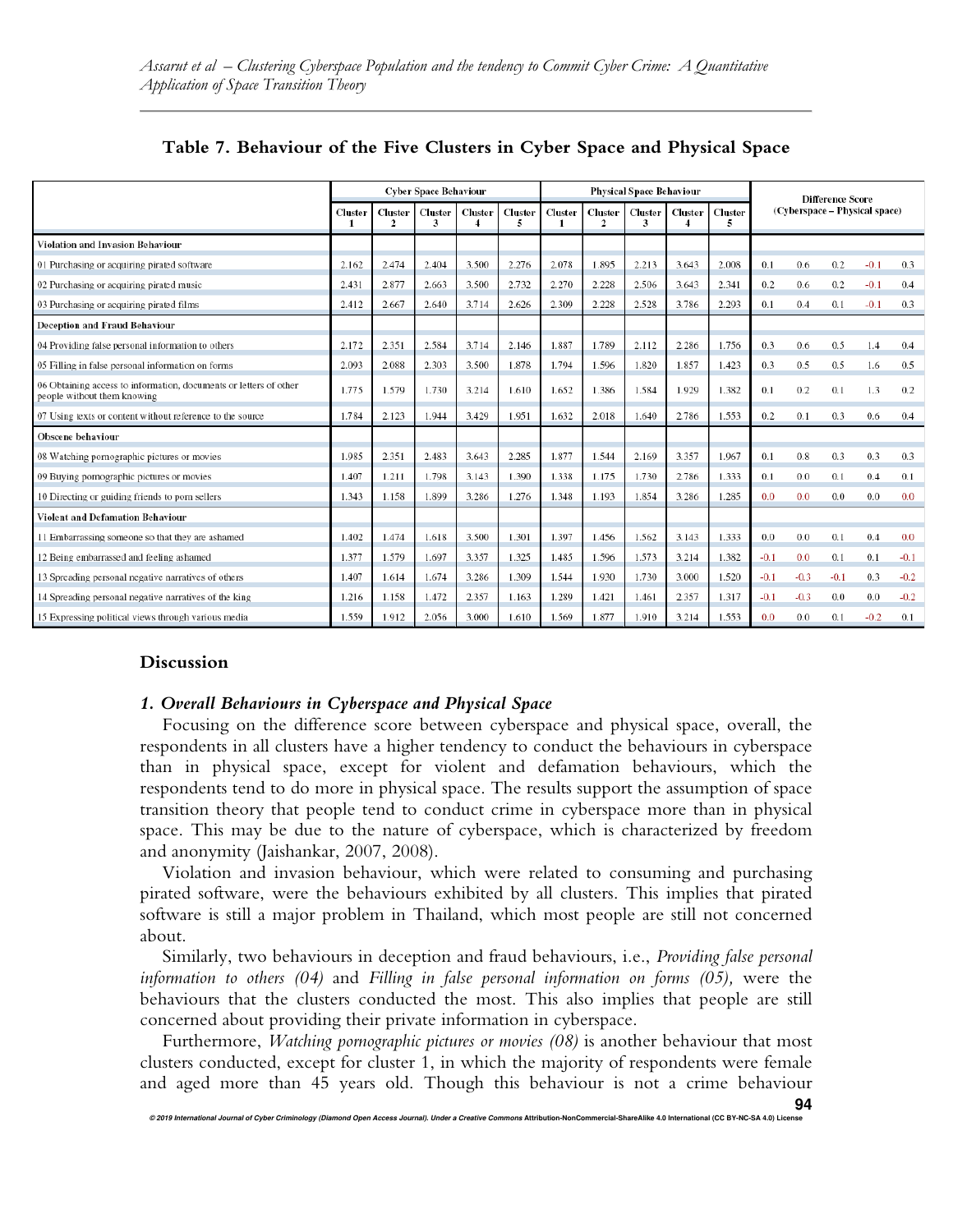**Table 7. Behaviour of the Five Clusters in Cyber Space and Physical Space**

| | Cyber Space Behaviour | | | | | Physical Space Behaviour | | | | | Difference Score (Cyberspace – Physical space) | | | | |
|---|---|---|---|---|---|---|---|---|---|---|---|---|---|---|---|
| | Cluster 1 | Cluster 2 | Cluster 3 | Cluster 4 | Cluster 5 | Cluster 1 | Cluster 2 | Cluster 3 | Cluster 4 | Cluster 5 | | | | | |
| **Violation and Invasion Behaviour** | | | | | | | | | | | | | | | |
| 01 Purchasing or acquiring pirated software | 2.162 | 2.474 | 2.404 | 3.500 | 2.276 | 2.078 | 1.895 | 2.213 | 3.643 | 2.008 | 0.1 | 0.6 | 0.2 | -0.1 | 0.3 |
| 02 Purchasing or acquiring pirated music | 2.431 | 2.877 | 2.663 | 3.500 | 2.732 | 2.270 | 2.228 | 2.506 | 3.643 | 2.341 | 0.2 | 0.6 | 0.2 | -0.1 | 0.4 |
| 03 Purchasing or acquiring pirated films | 2.412 | 2.667 | 2.640 | 3.714 | 2.626 | 2.309 | 2.228 | 2.528 | 3.786 | 2.293 | 0.1 | 0.4 | 0.1 | -0.1 | 0.3 |
| **Deception and Fraud Behaviour** | | | | | | | | | | | | | | | |
| 04 Providing false personal information to others | 2.172 | 2.351 | 2.584 | 3.714 | 2.146 | 1.887 | 1.789 | 2.112 | 2.286 | 1.756 | 0.3 | 0.6 | 0.5 | 1.4 | 0.4 |
| 05 Filling in false personal information on forms | 2.093 | 2.088 | 2.303 | 3.500 | 1.878 | 1.794 | 1.596 | 1.820 | 1.857 | 1.423 | 0.3 | 0.5 | 0.5 | 1.6 | 0.5 |
| 06 Obtaining access to information, documents or letters of other people without them knowing | 1.775 | 1.579 | 1.730 | 3.214 | 1.610 | 1.652 | 1.386 | 1.584 | 1.929 | 1.382 | 0.1 | 0.2 | 0.1 | 1.3 | 0.2 |
| 07 Using texts or content without reference to the source | 1.784 | 2.123 | 1.944 | 3.429 | 1.951 | 1.632 | 2.018 | 1.640 | 2.786 | 1.553 | 0.2 | 0.1 | 0.3 | 0.6 | 0.4 |
| **Obscene behaviour** | | | | | | | | | | | | | | | |
| 08 Watching pornographic pictures or movies | 1.985 | 2.351 | 2.483 | 3.643 | 2.285 | 1.877 | 1.544 | 2.169 | 3.357 | 1.967 | 0.1 | 0.8 | 0.3 | 0.3 | 0.3 |
| 09 Buying pornographic pictures or movies | 1.407 | 1.211 | 1.798 | 3.143 | 1.390 | 1.338 | 1.175 | 1.730 | 2.786 | 1.333 | 0.1 | 0.0 | 0.1 | 0.4 | 0.1 |
| 10 Directing or guiding friends to porn sellers | 1.343 | 1.158 | 1.899 | 3.286 | 1.276 | 1.348 | 1.193 | 1.854 | 3.286 | 1.285 | 0.0 | 0.0 | 0.0 | 0.0 | 0.0 |
| **Violent and Defamation Behaviour** | | | | | | | | | | | | | | | |
| 11 Embarrassing someone so that they are ashamed | 1.402 | 1.474 | 1.618 | 3.500 | 1.301 | 1.397 | 1.456 | 1.562 | 3.143 | 1.333 | 0.0 | 0.0 | 0.1 | 0.4 | 0.0 |
| 12 Being embarrassed and feeling ashamed | 1.377 | 1.579 | 1.697 | 3.357 | 1.325 | 1.485 | 1.596 | 1.573 | 3.214 | 1.382 | -0.1 | 0.0 | 0.1 | 0.1 | -0.1 |
| 13 Spreading personal negative narratives of others | 1.407 | 1.614 | 1.674 | 3.286 | 1.309 | 1.544 | 1.930 | 1.730 | 3.000 | 1.520 | -0.1 | -0.3 | -0.1 | 0.3 | -0.2 |
| 14 Spreading personal negative narratives of the king | 1.216 | 1.158 | 1.472 | 2.357 | 1.163 | 1.289 | 1.421 | 1.461 | 2.357 | 1.317 | -0.1 | -0.3 | 0.0 | 0.0 | -0.2 |
| 15 Expressing political views through various media | 1.559 | 1.912 | 2.056 | 3.000 | 1.610 | 1.569 | 1.877 | 1.910 | 3.214 | 1.553 | 0.0 | 0.0 | 0.1 | -0.2 | 0.1 |

## Discussion

### *1. Overall Behaviours in Cyberspace and Physical Space*

Focusing on the difference score between cyberspace and physical space, overall, the respondents in all clusters have a higher tendency to conduct the behaviours in cyberspace than in physical space, except for violent and defamation behaviours, which the respondents tend to do more in physical space. The results support the assumption of space transition theory that people tend to conduct crime in cyberspace more than in physical space. This may be due to the nature of cyberspace, which is characterized by freedom and anonymity (Jaishankar, 2007, 2008).

Violation and invasion behaviour, which were related to consuming and purchasing pirated software, were the behaviours exhibited by all clusters. This implies that pirated software is still a major problem in Thailand, which most people are still not concerned about.

Similarly, two behaviours in deception and fraud behaviours, i.e., *Providing false personal information to others (04)* and *Filling in false personal information on forms (05),* were the behaviours that the clusters conducted the most. This also implies that people are still concerned about providing their private information in cyberspace.

Furthermore, *Watching pornographic pictures or movies (08)* is another behaviour that most clusters conducted, except for cluster 1, in which the majority of respondents were female and aged more than 45 years old. Though this behaviour is not a crime behaviour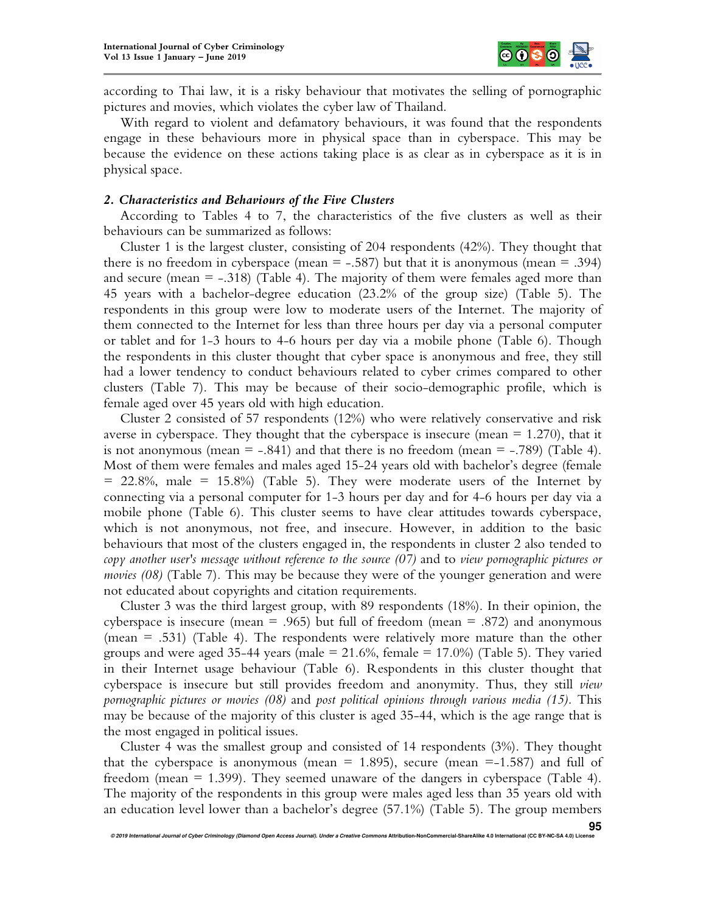according to Thai law, it is a risky behaviour that motivates the selling of pornographic pictures and movies, which violates the cyber law of Thailand.

With regard to violent and defamatory behaviours, it was found that the respondents engage in these behaviours more in physical space than in cyberspace. This may be because the evidence on these actions taking place is as clear as in cyberspace as it is in physical space.

### *2. Characteristics and Behaviours of the Five Clusters*

According to Tables 4 to 7, the characteristics of the five clusters as well as their behaviours can be summarized as follows:

Cluster 1 is the largest cluster, consisting of 204 respondents (42%). They thought that there is no freedom in cyberspace (mean = -.587) but that it is anonymous (mean = .394) and secure (mean = -.318) (Table 4). The majority of them were females aged more than 45 years with a bachelor-degree education (23.2% of the group size) (Table 5). The respondents in this group were low to moderate users of the Internet. The majority of them connected to the Internet for less than three hours per day via a personal computer or tablet and for 1-3 hours to 4-6 hours per day via a mobile phone (Table 6). Though the respondents in this cluster thought that cyber space is anonymous and free, they still had a lower tendency to conduct behaviours related to cyber crimes compared to other clusters (Table 7). This may be because of their socio-demographic profile, which is female aged over 45 years old with high education.

Cluster 2 consisted of 57 respondents (12%) who were relatively conservative and risk averse in cyberspace. They thought that the cyberspace is insecure (mean = 1.270), that it is not anonymous (mean = -.841) and that there is no freedom (mean = -.789) (Table 4). Most of them were females and males aged 15-24 years old with bachelor's degree (female = 22.8%, male = 15.8%) (Table 5). They were moderate users of the Internet by connecting via a personal computer for 1-3 hours per day and for 4-6 hours per day via a mobile phone (Table 6). This cluster seems to have clear attitudes towards cyberspace, which is not anonymous, not free, and insecure. However, in addition to the basic behaviours that most of the clusters engaged in, the respondents in cluster 2 also tended to *copy another user's message without reference to the source (07)* and to *view pornographic pictures or movies (08)* (Table 7). This may be because they were of the younger generation and were not educated about copyrights and citation requirements.

Cluster 3 was the third largest group, with 89 respondents (18%). In their opinion, the cyberspace is insecure (mean = .965) but full of freedom (mean = .872) and anonymous (mean = .531) (Table 4). The respondents were relatively more mature than the other groups and were aged 35-44 years (male = 21.6%, female = 17.0%) (Table 5). They varied in their Internet usage behaviour (Table 6). Respondents in this cluster thought that cyberspace is insecure but still provides freedom and anonymity. Thus, they still *view pornographic pictures or movies (08)* and *post political opinions through various media (15)*. This may be because of the majority of this cluster is aged 35-44, which is the age range that is the most engaged in political issues.

Cluster 4 was the smallest group and consisted of 14 respondents (3%). They thought that the cyberspace is anonymous (mean = 1.895), secure (mean =-1.587) and full of freedom (mean = 1.399). They seemed unaware of the dangers in cyberspace (Table 4). The majority of the respondents in this group were males aged less than 35 years old with an education level lower than a bachelor's degree (57.1%) (Table 5). The group members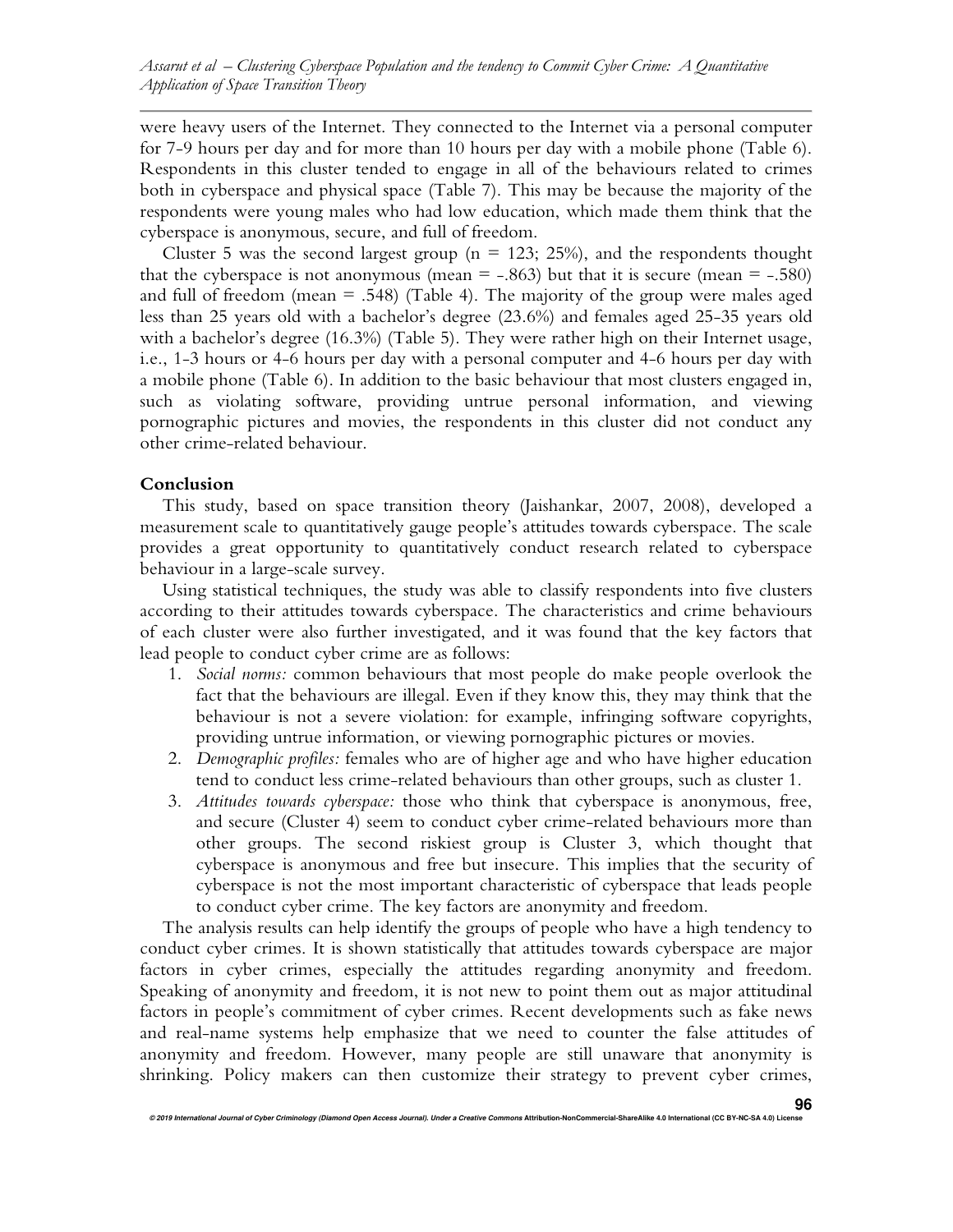were heavy users of the Internet. They connected to the Internet via a personal computer for 7-9 hours per day and for more than 10 hours per day with a mobile phone (Table 6). Respondents in this cluster tended to engage in all of the behaviours related to crimes both in cyberspace and physical space (Table 7). This may be because the majority of the respondents were young males who had low education, which made them think that the cyberspace is anonymous, secure, and full of freedom.

Cluster 5 was the second largest group (n = 123; 25%), and the respondents thought that the cyberspace is not anonymous (mean = -.863) but that it is secure (mean = -.580) and full of freedom (mean = .548) (Table 4). The majority of the group were males aged less than 25 years old with a bachelor's degree (23.6%) and females aged 25-35 years old with a bachelor's degree (16.3%) (Table 5). They were rather high on their Internet usage, i.e., 1-3 hours or 4-6 hours per day with a personal computer and 4-6 hours per day with a mobile phone (Table 6). In addition to the basic behaviour that most clusters engaged in, such as violating software, providing untrue personal information, and viewing pornographic pictures and movies, the respondents in this cluster did not conduct any other crime-related behaviour.

## Conclusion

This study, based on space transition theory (Jaishankar, 2007, 2008), developed a measurement scale to quantitatively gauge people's attitudes towards cyberspace. The scale provides a great opportunity to quantitatively conduct research related to cyberspace behaviour in a large-scale survey.

Using statistical techniques, the study was able to classify respondents into five clusters according to their attitudes towards cyberspace. The characteristics and crime behaviours of each cluster were also further investigated, and it was found that the key factors that lead people to conduct cyber crime are as follows:

1. *Social norms:* common behaviours that most people do make people overlook the fact that the behaviours are illegal. Even if they know this, they may think that the behaviour is not a severe violation: for example, infringing software copyrights, providing untrue information, or viewing pornographic pictures or movies.
2. *Demographic profiles:* females who are of higher age and who have higher education tend to conduct less crime-related behaviours than other groups, such as cluster 1.
3. *Attitudes towards cyberspace:* those who think that cyberspace is anonymous, free, and secure (Cluster 4) seem to conduct cyber crime-related behaviours more than other groups. The second riskiest group is Cluster 3, which thought that cyberspace is anonymous and free but insecure. This implies that the security of cyberspace is not the most important characteristic of cyberspace that leads people to conduct cyber crime. The key factors are anonymity and freedom.

The analysis results can help identify the groups of people who have a high tendency to conduct cyber crimes. It is shown statistically that attitudes towards cyberspace are major factors in cyber crimes, especially the attitudes regarding anonymity and freedom. Speaking of anonymity and freedom, it is not new to point them out as major attitudinal factors in people's commitment of cyber crimes. Recent developments such as fake news and real-name systems help emphasize that we need to counter the false attitudes of anonymity and freedom. However, many people are still unaware that anonymity is shrinking. Policy makers can then customize their strategy to prevent cyber crimes,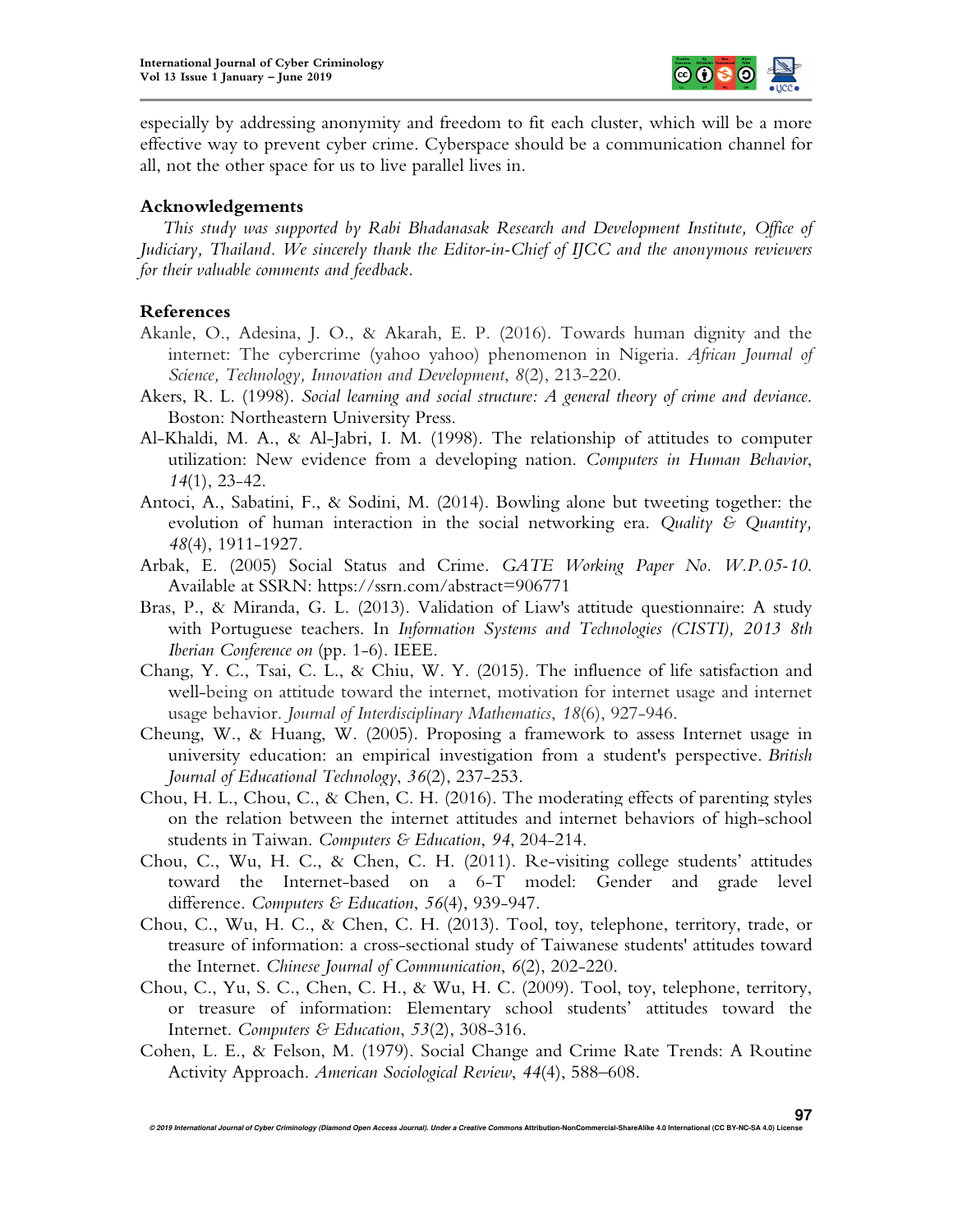especially by addressing anonymity and freedom to fit each cluster, which will be a more effective way to prevent cyber crime. Cyberspace should be a communication channel for all, not the other space for us to live parallel lives in.

## Acknowledgements

*This study was supported by Rabi Bhadanasak Research and Development Institute, Office of Judiciary, Thailand. We sincerely thank the Editor-in-Chief of IJCC and the anonymous reviewers for their valuable comments and feedback.*

## References

Akanle, O., Adesina, J. O., & Akarah, E. P. (2016). Towards human dignity and the internet: The cybercrime (yahoo yahoo) phenomenon in Nigeria. *African Journal of Science, Technology, Innovation and Development*, *8*(2), 213-220.

Akers, R. L. (1998). *Social learning and social structure: A general theory of crime and deviance*. Boston: Northeastern University Press.

Al-Khaldi, M. A., & Al-Jabri, I. M. (1998). The relationship of attitudes to computer utilization: New evidence from a developing nation. *Computers in Human Behavior*, *14*(1), 23-42.

Antoci, A., Sabatini, F., & Sodini, M. (2014). Bowling alone but tweeting together: the evolution of human interaction in the social networking era. *Quality & Quantity*, *48*(4), 1911-1927.

Arbak, E. (2005) Social Status and Crime. *GATE Working Paper No. W.P.05-10*. Available at SSRN: https://ssrn.com/abstract=906771

Bras, P., & Miranda, G. L. (2013). Validation of Liaw's attitude questionnaire: A study with Portuguese teachers. In *Information Systems and Technologies (CISTI), 2013 8th Iberian Conference on* (pp. 1-6). IEEE.

Chang, Y. C., Tsai, C. L., & Chiu, W. Y. (2015). The influence of life satisfaction and well-being on attitude toward the internet, motivation for internet usage and internet usage behavior. *Journal of Interdisciplinary Mathematics*, *18*(6), 927-946.

Cheung, W., & Huang, W. (2005). Proposing a framework to assess Internet usage in university education: an empirical investigation from a student's perspective. *British Journal of Educational Technology*, *36*(2), 237-253.

Chou, H. L., Chou, C., & Chen, C. H. (2016). The moderating effects of parenting styles on the relation between the internet attitudes and internet behaviors of high-school students in Taiwan. *Computers & Education*, *94*, 204-214.

Chou, C., Wu, H. C., & Chen, C. H. (2011). Re-visiting college students' attitudes toward the Internet-based on a 6-T model: Gender and grade level difference. *Computers & Education*, *56*(4), 939-947.

Chou, C., Wu, H. C., & Chen, C. H. (2013). Tool, toy, telephone, territory, trade, or treasure of information: a cross-sectional study of Taiwanese students' attitudes toward the Internet. *Chinese Journal of Communication*, *6*(2), 202-220.

Chou, C., Yu, S. C., Chen, C. H., & Wu, H. C. (2009). Tool, toy, telephone, territory, or treasure of information: Elementary school students' attitudes toward the Internet. *Computers & Education*, *53*(2), 308-316.

Cohen, L. E., & Felson, M. (1979). Social Change and Crime Rate Trends: A Routine Activity Approach. *American Sociological Review*, *44*(4), 588–608.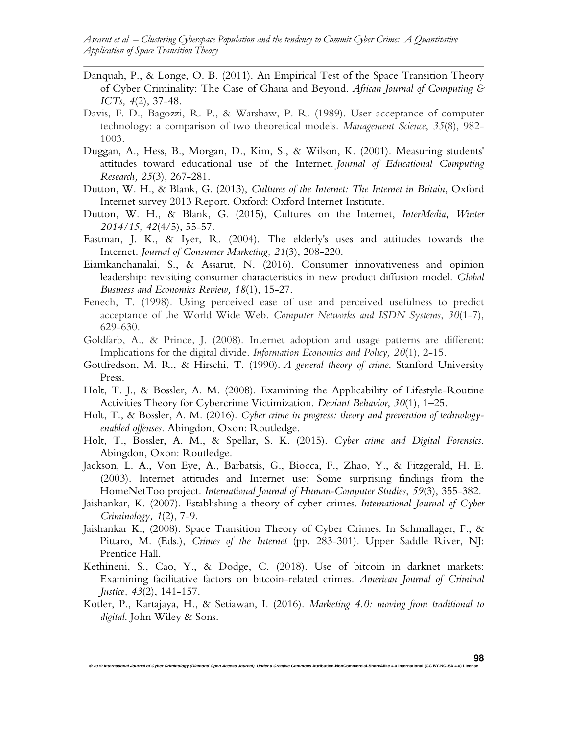Danquah, P., & Longe, O. B. (2011). An Empirical Test of the Space Transition Theory of Cyber Criminality: The Case of Ghana and Beyond. *African Journal of Computing & ICTs, 4*(2), 37-48.

Davis, F. D., Bagozzi, R. P., & Warshaw, P. R. (1989). User acceptance of computer technology: a comparison of two theoretical models. *Management Science*, *35*(8), 982-1003.

Duggan, A., Hess, B., Morgan, D., Kim, S., & Wilson, K. (2001). Measuring students' attitudes toward educational use of the Internet. *Journal of Educational Computing Research, 25*(3), 267-281.

Dutton, W. H., & Blank, G. (2013), *Cultures of the Internet: The Internet in Britain*, Oxford Internet survey 2013 Report. Oxford: Oxford Internet Institute.

Dutton, W. H., & Blank, G. (2015), Cultures on the Internet, *InterMedia, Winter 2014/15, 42*(4/5), 55-57.

Eastman, J. K., & Iyer, R. (2004). The elderly's uses and attitudes towards the Internet. *Journal of Consumer Marketing, 21*(3), 208-220.

Eiamkanchanalai, S., & Assarut, N. (2016). Consumer innovativeness and opinion leadership: revisiting consumer characteristics in new product diffusion model. *Global Business and Economics Review, 18*(1), 15-27.

Fenech, T. (1998). Using perceived ease of use and perceived usefulness to predict acceptance of the World Wide Web. *Computer Networks and ISDN Systems*, *30*(1-7), 629-630.

Goldfarb, A., & Prince, J. (2008). Internet adoption and usage patterns are different: Implications for the digital divide. *Information Economics and Policy, 20*(1), 2-15.

Gottfredson, M. R., & Hirschi, T. (1990). *A general theory of crime*. Stanford University Press.

Holt, T. J., & Bossler, A. M. (2008). Examining the Applicability of Lifestyle-Routine Activities Theory for Cybercrime Victimization. *Deviant Behavior*, *30*(1), 1–25.

Holt, T., & Bossler, A. M. (2016). *Cyber crime in progress: theory and prevention of technology-enabled offenses*. Abingdon, Oxon: Routledge.

Holt, T., Bossler, A. M., & Spellar, S. K. (2015). *Cyber crime and Digital Forensics*. Abingdon, Oxon: Routledge.

Jackson, L. A., Von Eye, A., Barbatsis, G., Biocca, F., Zhao, Y., & Fitzgerald, H. E. (2003). Internet attitudes and Internet use: Some surprising findings from the HomeNetToo project. *International Journal of Human-Computer Studies*, *59*(3), 355-382.

Jaishankar, K. (2007). Establishing a theory of cyber crimes. *International Journal of Cyber Criminology, 1*(2), 7-9.

Jaishankar K., (2008). Space Transition Theory of Cyber Crimes. In Schmallager, F., & Pittaro, M. (Eds.), *Crimes of the Internet* (pp. 283-301). Upper Saddle River, NJ: Prentice Hall.

Kethineni, S., Cao, Y., & Dodge, C. (2018). Use of bitcoin in darknet markets: Examining facilitative factors on bitcoin-related crimes. *American Journal of Criminal Justice, 43*(2), 141-157.

Kotler, P., Kartajaya, H., & Setiawan, I. (2016). *Marketing 4.0: moving from traditional to digital*. John Wiley & Sons.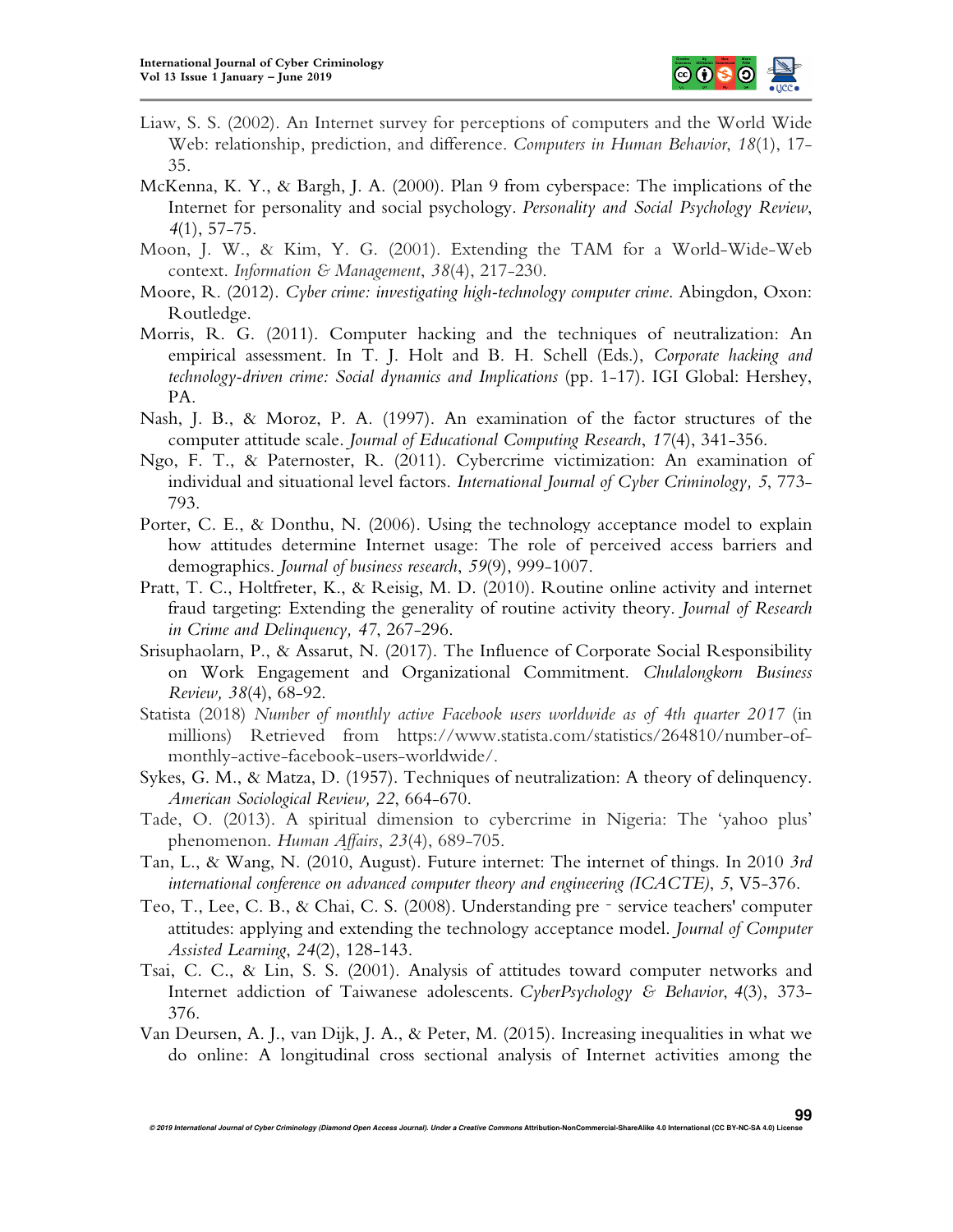Liaw, S. S. (2002). An Internet survey for perceptions of computers and the World Wide Web: relationship, prediction, and difference. *Computers in Human Behavior*, *18*(1), 17-35.

McKenna, K. Y., & Bargh, J. A. (2000). Plan 9 from cyberspace: The implications of the Internet for personality and social psychology. *Personality and Social Psychology Review*, *4*(1), 57-75.

Moon, J. W., & Kim, Y. G. (2001). Extending the TAM for a World-Wide-Web context. *Information & Management*, *38*(4), 217-230.

Moore, R. (2012). *Cyber crime: investigating high-technology computer crime*. Abingdon, Oxon: Routledge.

Morris, R. G. (2011). Computer hacking and the techniques of neutralization: An empirical assessment. In T. J. Holt and B. H. Schell (Eds.), *Corporate hacking and technology-driven crime: Social dynamics and Implications* (pp. 1-17). IGI Global: Hershey, PA.

Nash, J. B., & Moroz, P. A. (1997). An examination of the factor structures of the computer attitude scale. *Journal of Educational Computing Research*, *17*(4), 341-356.

Ngo, F. T., & Paternoster, R. (2011). Cybercrime victimization: An examination of individual and situational level factors. *International Journal of Cyber Criminology, 5*, 773-793.

Porter, C. E., & Donthu, N. (2006). Using the technology acceptance model to explain how attitudes determine Internet usage: The role of perceived access barriers and demographics. *Journal of business research*, *59*(9), 999-1007.

Pratt, T. C., Holtfreter, K., & Reisig, M. D. (2010). Routine online activity and internet fraud targeting: Extending the generality of routine activity theory. *Journal of Research in Crime and Delinquency, 47*, 267-296.

Srisuphaolarn, P., & Assarut, N. (2017). The Influence of Corporate Social Responsibility on Work Engagement and Organizational Commitment. *Chulalongkorn Business Review, 38*(4), 68-92.

Statista (2018) *Number of monthly active Facebook users worldwide as of 4th quarter 2017* (in millions) Retrieved from https://www.statista.com/statistics/264810/number-of-monthly-active-facebook-users-worldwide/.

Sykes, G. M., & Matza, D. (1957). Techniques of neutralization: A theory of delinquency. *American Sociological Review, 22*, 664-670.

Tade, O. (2013). A spiritual dimension to cybercrime in Nigeria: The 'yahoo plus' phenomenon. *Human Affairs*, *23*(4), 689-705.

Tan, L., & Wang, N. (2010, August). Future internet: The internet of things. In 2010 *3rd international conference on advanced computer theory and engineering (ICACTE)*, *5*, V5-376.

Teo, T., Lee, C. B., & Chai, C. S. (2008). Understanding pre‐service teachers' computer attitudes: applying and extending the technology acceptance model. *Journal of Computer Assisted Learning*, *24*(2), 128-143.

Tsai, C. C., & Lin, S. S. (2001). Analysis of attitudes toward computer networks and Internet addiction of Taiwanese adolescents. *CyberPsychology & Behavior*, *4*(3), 373-376.

Van Deursen, A. J., van Dijk, J. A., & Peter, M. (2015). Increasing inequalities in what we do online: A longitudinal cross sectional analysis of Internet activities among the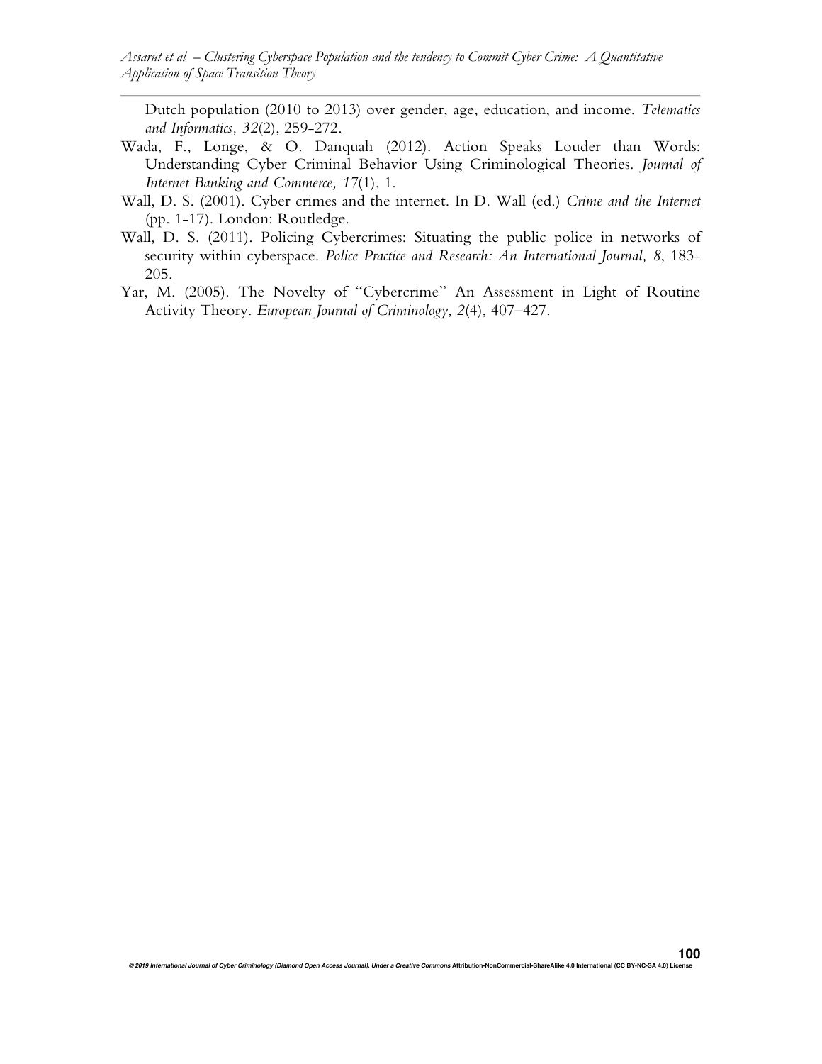Dutch population (2010 to 2013) over gender, age, education, and income. *Telematics and Informatics, 32*(2), 259-272.

Wada, F., Longe, & O. Danquah (2012). Action Speaks Louder than Words: Understanding Cyber Criminal Behavior Using Criminological Theories. *Journal of Internet Banking and Commerce, 17*(1), 1.

Wall, D. S. (2001). Cyber crimes and the internet. In D. Wall (ed.) *Crime and the Internet* (pp. 1-17). London: Routledge.

Wall, D. S. (2011). Policing Cybercrimes: Situating the public police in networks of security within cyberspace. *Police Practice and Research: An International Journal, 8*, 183-205.

Yar, M. (2005). The Novelty of "Cybercrime" An Assessment in Light of Routine Activity Theory. *European Journal of Criminology*, *2*(4), 407–427.